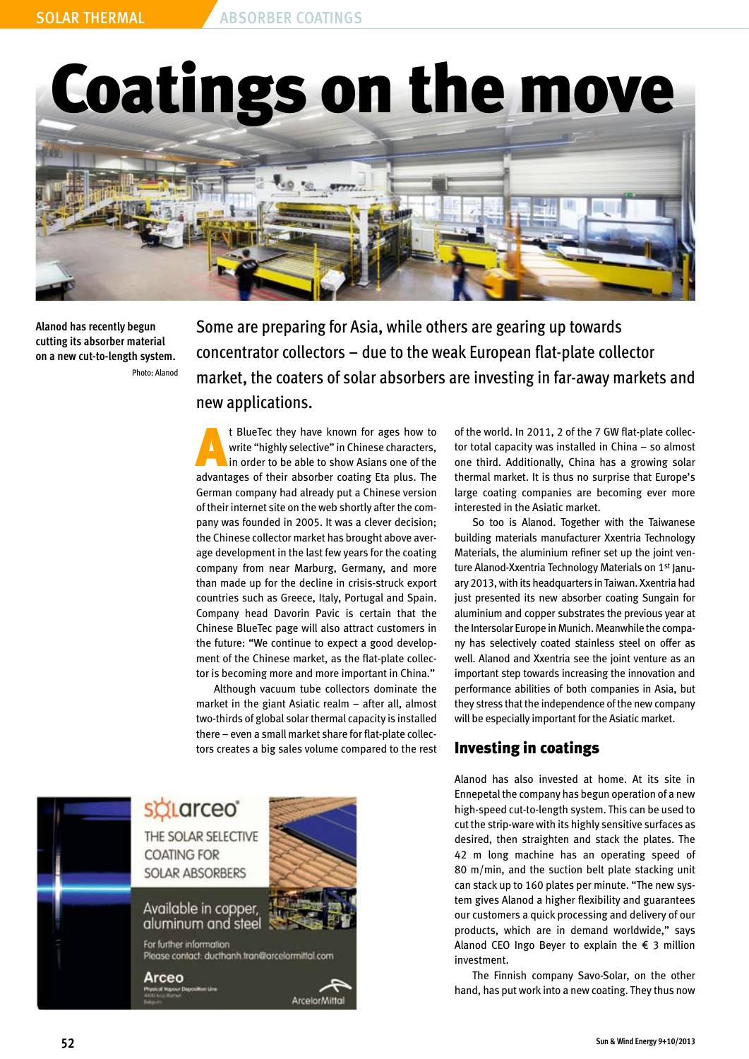# Coatings on the move

Alanod has recently begun cutting its absorber material on a new cut-to-length system.
Photo: Alanod

Some are preparing for Asia, while others are gearing up towards concentrator collectors – due to the weak European flat-plate collector market, the coaters of solar absorbers are investing in far-away markets and new applications.

At BlueTec they have known for ages how to write "highly selective" in Chinese characters, in order to be able to show Asians one of the advantages of their absorber coating Eta plus. The German company had already put a Chinese version of their internet site on the web shortly after the company was founded in 2005. It was a clever decision; the Chinese collector market has brought above average development in the last few years for the coating company from near Marburg, Germany, and more than made up for the decline in crisis-struck export countries such as Greece, Italy, Portugal and Spain. Company head Davorin Pavic is certain that the Chinese BlueTec page will also attract customers in the future: "We continue to expect a good development of the Chinese market, as the flat-plate collector is becoming more and more important in China."

Although vacuum tube collectors dominate the market in the giant Asiatic realm – after all, almost two-thirds of global solar thermal capacity is installed there – even a small market share for flat-plate collectors creates a big sales volume compared to the rest of the world. In 2011, 2 of the 7 GW flat-plate collector total capacity was installed in China – so almost one third. Additionally, China has a growing solar thermal market. It is thus no surprise that Europe's large coating companies are becoming ever more interested in the Asiatic market.

So too is Alanod. Together with the Taiwanese building materials manufacturer Xxentria Technology Materials, the aluminium refiner set up the joint venture Alanod-Xxentria Technology Materials on 1st January 2013, with its headquarters in Taiwan. Xxentria had just presented its new absorber coating Sungain for aluminium and copper substrates the previous year at the Intersolar Europe in Munich. Meanwhile the company has selectively coated stainless steel on offer as well. Alanod and Xxentria see the joint venture as an important step towards increasing the innovation and performance abilities of both companies in Asia, but they stress that the independence of the new company will be especially important for the Asiatic market.

## Investing in coatings

Alanod has also invested at home. At its site in Ennepetal the company has begun operation of a new high-speed cut-to-length system. This can be used to cut the strip-ware with its highly sensitive surfaces as desired, then straighten and stack the plates. The 42 m long machine has an operating speed of 80 m/min, and the suction belt plate stacking unit can stack up to 160 plates per minute. "The new system gives Alanod a higher flexibility and guarantees our customers a quick processing and delivery of our products, which are in demand worldwide," says Alanod CEO Ingo Beyer to explain the € 3 million investment.

The Finnish company Savo-Solar, on the other hand, has put work into a new coating. They thus now

solarceo
THE SOLAR SELECTIVE COATING FOR SOLAR ABSORBERS
Available in copper, aluminum and steel
For further information
Please contact: ducthanh.tran@arcelormittal.com
Arceo
Physical Vapour Deposition Line
ArcelorMittal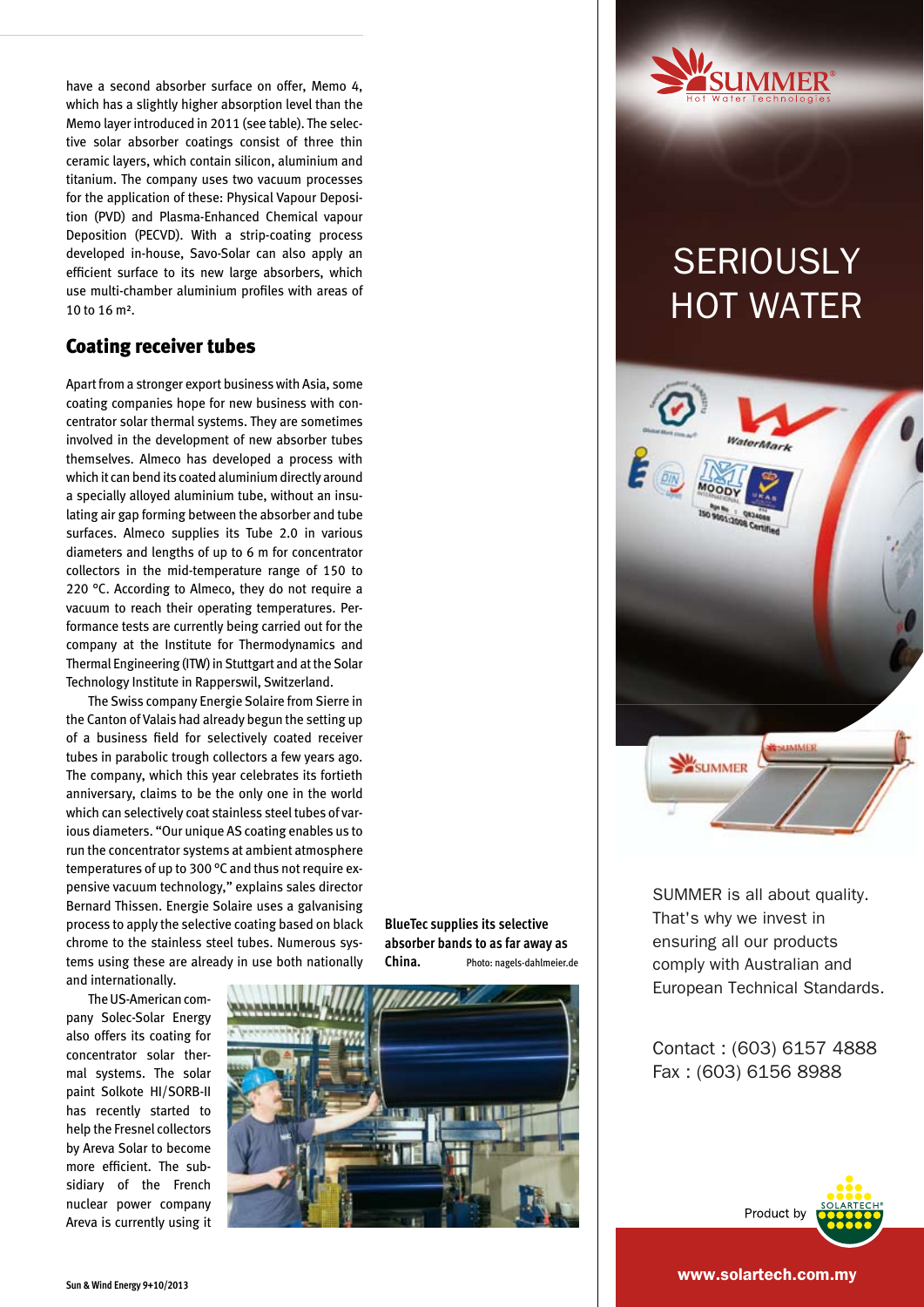have a second absorber surface on offer, Memo 4, which has a slightly higher absorption level than the Memo layer introduced in 2011 (see table). The selective solar absorber coatings consist of three thin ceramic layers, which contain silicon, aluminium and titanium. The company uses two vacuum processes for the application of these: Physical Vapour Deposition (PVD) and Plasma-Enhanced Chemical vapour Deposition (PECVD). With a strip-coating process developed in-house, Savo-Solar can also apply an efficient surface to its new large absorbers, which use multi-chamber aluminium profiles with areas of 10 to 16 m².

## Coating receiver tubes

Apart from a stronger export business with Asia, some coating companies hope for new business with concentrator solar thermal systems. They are sometimes involved in the development of new absorber tubes themselves. Almeco has developed a process with which it can bend its coated aluminium directly around a specially alloyed aluminium tube, without an insulating air gap forming between the absorber and tube surfaces. Almeco supplies its Tube 2.0 in various diameters and lengths of up to 6 m for concentrator collectors in the mid-temperature range of 150 to 220 °C. According to Almeco, they do not require a vacuum to reach their operating temperatures. Performance tests are currently being carried out for the company at the Institute for Thermodynamics and Thermal Engineering (ITW) in Stuttgart and at the Solar Technology Institute in Rapperswil, Switzerland.

The Swiss company Energie Solaire from Sierre in the Canton of Valais had already begun the setting up of a business field for selectively coated receiver tubes in parabolic trough collectors a few years ago. The company, which this year celebrates its fortieth anniversary, claims to be the only one in the world which can selectively coat stainless steel tubes of various diameters. "Our unique AS coating enables us to run the concentrator systems at ambient atmosphere temperatures of up to 300 °C and thus not require expensive vacuum technology," explains sales director Bernard Thissen. Energie Solaire uses a galvanising process to apply the selective coating based on black chrome to the stainless steel tubes. Numerous systems using these are already in use both nationally and internationally.

The US-American company Solec-Solar Energy also offers its coating for concentrator solar thermal systems. The solar paint Solkote HI/SORB-II has recently started to help the Fresnel collectors by Areva Solar to become more efficient. The subsidiary of the French nuclear power company Areva is currently using it

**BlueTec supplies its selective absorber bands to as far away as China.** Photo: nagels-dahlmeier.de

SUMMER® Hot Water Technologies

SERIOUSLY HOT WATER

SUMMER is all about quality. That's why we invest in ensuring all our products comply with Australian and European Technical Standards.

Contact : (603) 6157 4888
Fax : (603) 6156 8988

Product by SOLARTECH®

www.solartech.com.my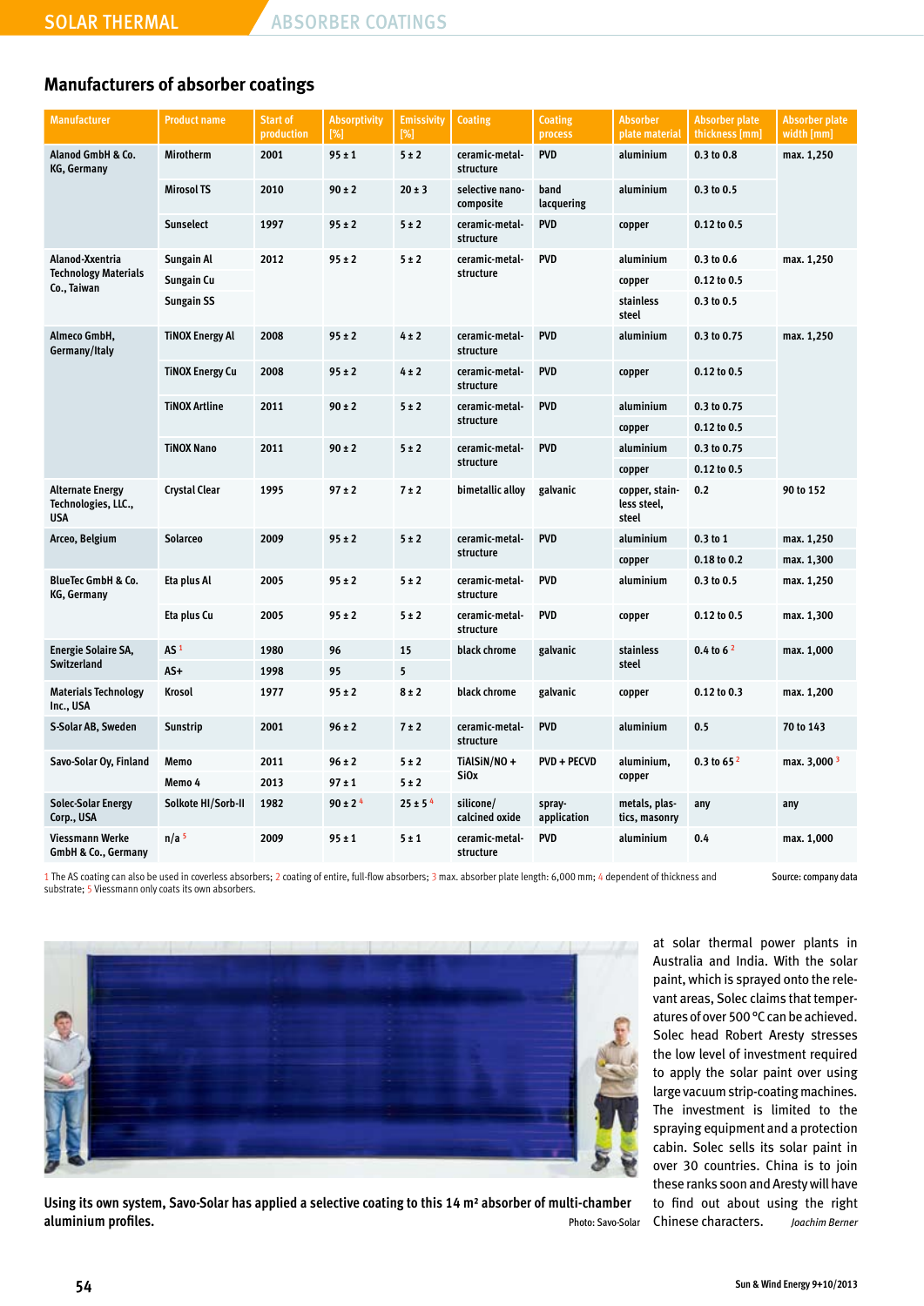## Manufacturers of absorber coatings

| Manufacturer | Product name | Start of production | Absorptivity [%] | Emissivity [%] | Coating | Coating process | Absorber plate material | Absorber plate thickness [mm] | Absorber plate width [mm] |
|---|---|---|---|---|---|---|---|---|---|
| Alanod GmbH & Co. KG, Germany | Mirotherm | 2001 | 95 ± 1 | 5 ± 2 | ceramic-metal-structure | PVD | aluminium | 0.3 to 0.8 | max. 1,250 |
| | Mirosol TS | 2010 | 90 ± 2 | 20 ± 3 | selective nano-composite | band lacquering | aluminium | 0.3 to 0.5 | |
| | Sunselect | 1997 | 95 ± 2 | 5 ± 2 | ceramic-metal-structure | PVD | copper | 0.12 to 0.5 | |
| Alanod-Xxentria Technology Materials Co., Taiwan | Sungain Al | 2012 | 95 ± 2 | 5 ± 2 | ceramic-metal-structure | PVD | aluminium | 0.3 to 0.6 | max. 1,250 |
| | Sungain Cu | | | | | | copper | 0.12 to 0.5 | |
| | Sungain SS | | | | | | stainless steel | 0.3 to 0.5 | |
| Almeco GmbH, Germany/Italy | TiNOX Energy Al | 2008 | 95 ± 2 | 4 ± 2 | ceramic-metal-structure | PVD | aluminium | 0.3 to 0.75 | max. 1,250 |
| | TiNOX Energy Cu | 2008 | 95 ± 2 | 4 ± 2 | ceramic-metal-structure | PVD | copper | 0.12 to 0.5 | |
| | TiNOX Artline | 2011 | 90 ± 2 | 5 ± 2 | ceramic-metal-structure | PVD | aluminium | 0.3 to 0.75 | |
| | | | | | | | copper | 0.12 to 0.5 | |
| | TiNOX Nano | 2011 | 90 ± 2 | 5 ± 2 | ceramic-metal-structure | PVD | aluminium | 0.3 to 0.75 | |
| | | | | | | | copper | 0.12 to 0.5 | |
| Alternate Energy Technologies, LLC., USA | Crystal Clear | 1995 | 97 ± 2 | 7 ± 2 | bimetallic alloy | galvanic | copper, stainless steel, steel | 0.2 | 90 to 152 |
| Arceo, Belgium | Solarceo | 2009 | 95 ± 2 | 5 ± 2 | ceramic-metal-structure | PVD | aluminium | 0.3 to 1 | max. 1,250 |
| | | | | | | | copper | 0.18 to 0.2 | max. 1,300 |
| BlueTec GmbH & Co. KG, Germany | Eta plus Al | 2005 | 95 ± 2 | 5 ± 2 | ceramic-metal-structure | PVD | aluminium | 0.3 to 0.5 | max. 1,250 |
| | Eta plus Cu | 2005 | 95 ± 2 | 5 ± 2 | ceramic-metal-structure | PVD | copper | 0.12 to 0.5 | max. 1,300 |
| Energie Solaire SA, Switzerland | AS [1] | 1980 | 96 | 15 | black chrome | galvanic | stainless steel | 0.4 to 6 [2] | max. 1,000 |
| | AS+ | 1998 | 95 | 5 | | | | | |
| Materials Technology Inc., USA | Krosol | 1977 | 95 ± 2 | 8 ± 2 | black chrome | galvanic | copper | 0.12 to 0.3 | max. 1,200 |
| S-Solar AB, Sweden | Sunstrip | 2001 | 96 ± 2 | 7 ± 2 | ceramic-metal-structure | PVD | aluminium | 0.5 | 70 to 143 |
| Savo-Solar Oy, Finland | Memo | 2011 | 96 ± 2 | 5 ± 2 | TiAlSiN/NO + SiOx | PVD + PECVD | aluminium, copper | 0.3 to 65 [2] | max. 3,000 [3] |
| | Memo 4 | 2013 | 97 ± 1 | 5 ± 2 | | | | | |
| Solec-Solar Energy Corp., USA | Solkote HI/Sorb-II | 1982 | 90 ± 2 [4] | 25 ± 5 [4] | silicone/ calcined oxide | spray-application | metals, plastics, masonry | any | any |
| Viessmann Werke GmbH & Co., Germany | n/a [5] | 2009 | 95 ± 1 | 5 ± 1 | ceramic-metal-structure | PVD | aluminium | 0.4 | max. 1,000 |

1 The AS coating can also be used in coverless absorbers; 2 coating of entire, full-flow absorbers; 3 max. absorber plate length: 6,000 mm; 4 dependent of thickness and substrate; 5 Viessmann only coats its own absorbers.

Source: company data

Using its own system, Savo-Solar has applied a selective coating to this 14 m² absorber of multi-chamber aluminium profiles.

Photo: Savo-Solar

at solar thermal power plants in Australia and India. With the solar paint, which is sprayed onto the relevant areas, Solec claims that temperatures of over 500 °C can be achieved. Solec head Robert Aresty stresses the low level of investment required to apply the solar paint over using large vacuum strip-coating machines. The investment is limited to the spraying equipment and a protection cabin. Solec sells its solar paint in over 30 countries. China is to join these ranks soon and Aresty will have to find out about using the right Chinese characters.

*Joachim Berner*